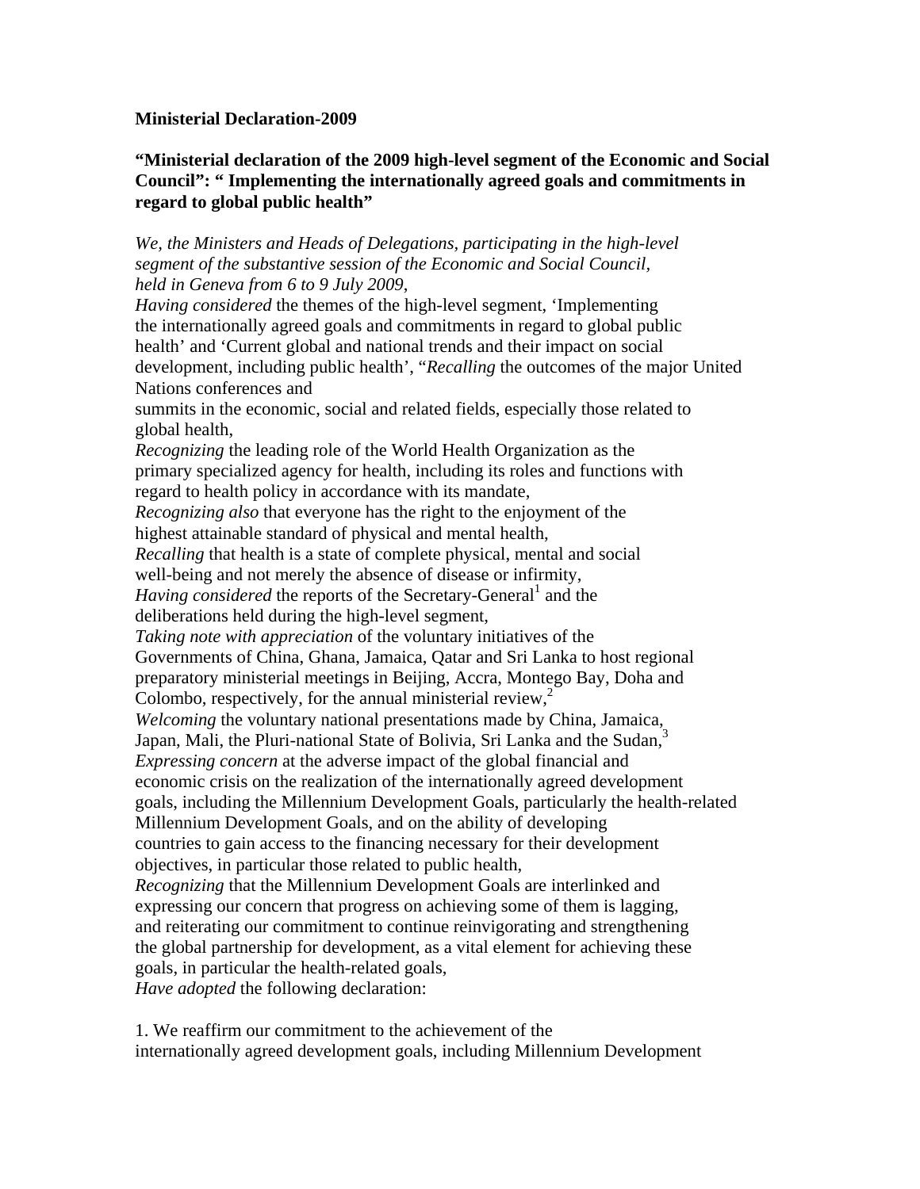**Ministerial Declaration-2009**

**"Ministerial declaration of the 2009 high-level segment of the Economic and Social Council": " Implementing the internationally agreed goals and commitments in regard to global public health"**

*We, the Ministers and Heads of Delegations, participating in the high-level segment of the substantive session of the Economic and Social Council, held in Geneva from 6 to 9 July 2009*,

*Having considered* the themes of the high-level segment, 'Implementing the internationally agreed goals and commitments in regard to global public health' and 'Current global and national trends and their impact on social development, including public health', "*Recalling* the outcomes of the major United Nations conferences and summits in the economic, social and related fields, especially those related to global health,

*Recognizing* the leading role of the World Health Organization as the primary specialized agency for health, including its roles and functions with regard to health policy in accordance with its mandate,

*Recognizing also* that everyone has the right to the enjoyment of the highest attainable standard of physical and mental health,

*Recalling* that health is a state of complete physical, mental and social well-being and not merely the absence of disease or infirmity,

*Having considered* the reports of the Secretary-General[1] and the deliberations held during the high-level segment,

*Taking note with appreciation* of the voluntary initiatives of the Governments of China, Ghana, Jamaica, Qatar and Sri Lanka to host regional preparatory ministerial meetings in Beijing, Accra, Montego Bay, Doha and Colombo, respectively, for the annual ministerial review,[2]

*Welcoming* the voluntary national presentations made by China, Jamaica, Japan, Mali, the Pluri-national State of Bolivia, Sri Lanka and the Sudan,[3]

*Expressing concern* at the adverse impact of the global financial and economic crisis on the realization of the internationally agreed development goals, including the Millennium Development Goals, particularly the health-related Millennium Development Goals, and on the ability of developing countries to gain access to the financing necessary for their development objectives, in particular those related to public health,

*Recognizing* that the Millennium Development Goals are interlinked and expressing our concern that progress on achieving some of them is lagging, and reiterating our commitment to continue reinvigorating and strengthening the global partnership for development, as a vital element for achieving these goals, in particular the health-related goals,

*Have adopted* the following declaration:

1. We reaffirm our commitment to the achievement of the internationally agreed development goals, including Millennium Development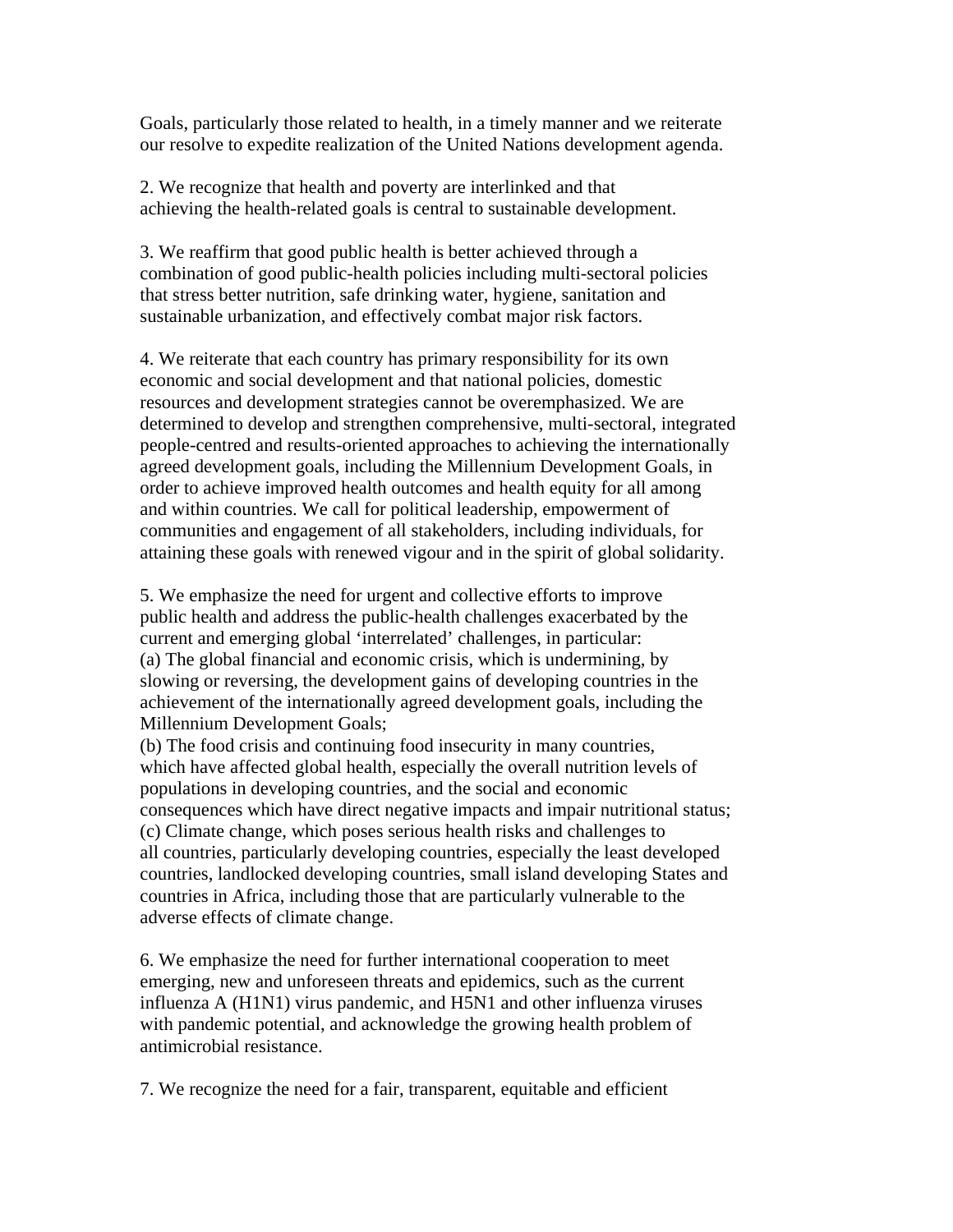Goals, particularly those related to health, in a timely manner and we reiterate our resolve to expedite realization of the United Nations development agenda.

2. We recognize that health and poverty are interlinked and that achieving the health-related goals is central to sustainable development.

3. We reaffirm that good public health is better achieved through a combination of good public-health policies including multi-sectoral policies that stress better nutrition, safe drinking water, hygiene, sanitation and sustainable urbanization, and effectively combat major risk factors.

4. We reiterate that each country has primary responsibility for its own economic and social development and that national policies, domestic resources and development strategies cannot be overemphasized. We are determined to develop and strengthen comprehensive, multi-sectoral, integrated people-centred and results-oriented approaches to achieving the internationally agreed development goals, including the Millennium Development Goals, in order to achieve improved health outcomes and health equity for all among and within countries. We call for political leadership, empowerment of communities and engagement of all stakeholders, including individuals, for attaining these goals with renewed vigour and in the spirit of global solidarity.

5. We emphasize the need for urgent and collective efforts to improve public health and address the public-health challenges exacerbated by the current and emerging global 'interrelated' challenges, in particular:
(a) The global financial and economic crisis, which is undermining, by slowing or reversing, the development gains of developing countries in the achievement of the internationally agreed development goals, including the Millennium Development Goals;
(b) The food crisis and continuing food insecurity in many countries, which have affected global health, especially the overall nutrition levels of populations in developing countries, and the social and economic consequences which have direct negative impacts and impair nutritional status;
(c) Climate change, which poses serious health risks and challenges to all countries, particularly developing countries, especially the least developed countries, landlocked developing countries, small island developing States and countries in Africa, including those that are particularly vulnerable to the adverse effects of climate change.

6. We emphasize the need for further international cooperation to meet emerging, new and unforeseen threats and epidemics, such as the current influenza A (H1N1) virus pandemic, and H5N1 and other influenza viruses with pandemic potential, and acknowledge the growing health problem of antimicrobial resistance.

7. We recognize the need for a fair, transparent, equitable and efficient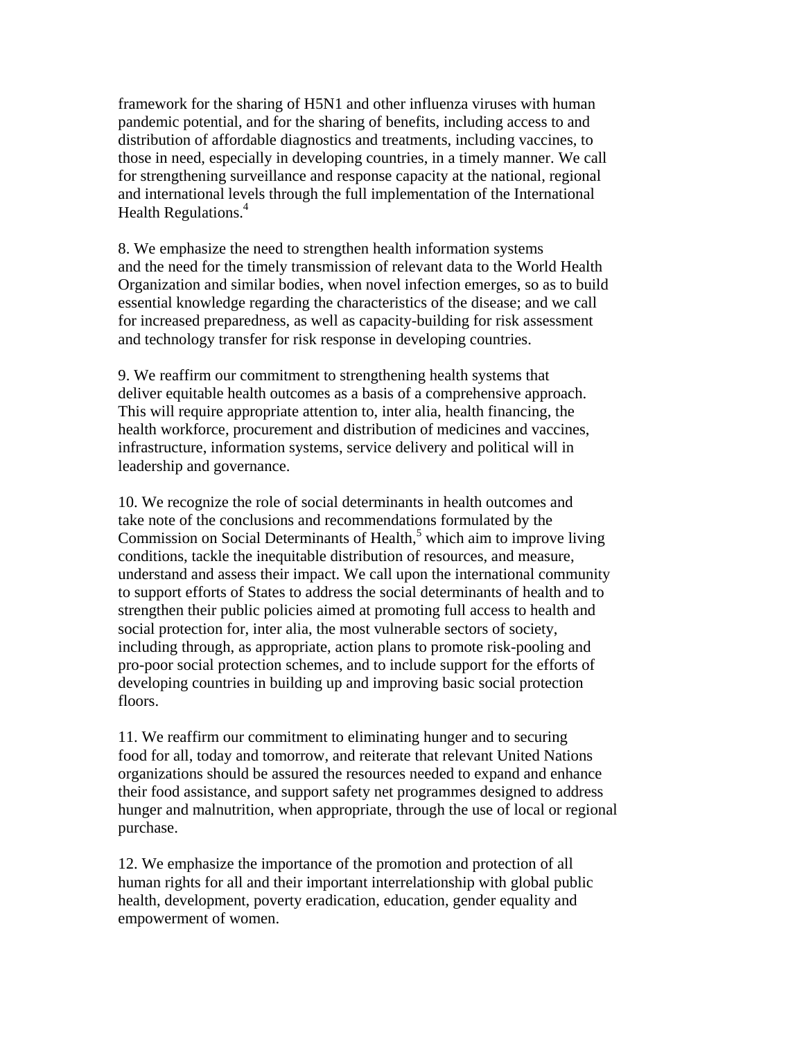framework for the sharing of H5N1 and other influenza viruses with human pandemic potential, and for the sharing of benefits, including access to and distribution of affordable diagnostics and treatments, including vaccines, to those in need, especially in developing countries, in a timely manner. We call for strengthening surveillance and response capacity at the national, regional and international levels through the full implementation of the International Health Regulations.[4]

8. We emphasize the need to strengthen health information systems and the need for the timely transmission of relevant data to the World Health Organization and similar bodies, when novel infection emerges, so as to build essential knowledge regarding the characteristics of the disease; and we call for increased preparedness, as well as capacity-building for risk assessment and technology transfer for risk response in developing countries.

9. We reaffirm our commitment to strengthening health systems that deliver equitable health outcomes as a basis of a comprehensive approach. This will require appropriate attention to, inter alia, health financing, the health workforce, procurement and distribution of medicines and vaccines, infrastructure, information systems, service delivery and political will in leadership and governance.

10. We recognize the role of social determinants in health outcomes and take note of the conclusions and recommendations formulated by the Commission on Social Determinants of Health,[5] which aim to improve living conditions, tackle the inequitable distribution of resources, and measure, understand and assess their impact. We call upon the international community to support efforts of States to address the social determinants of health and to strengthen their public policies aimed at promoting full access to health and social protection for, inter alia, the most vulnerable sectors of society, including through, as appropriate, action plans to promote risk-pooling and pro-poor social protection schemes, and to include support for the efforts of developing countries in building up and improving basic social protection floors.

11. We reaffirm our commitment to eliminating hunger and to securing food for all, today and tomorrow, and reiterate that relevant United Nations organizations should be assured the resources needed to expand and enhance their food assistance, and support safety net programmes designed to address hunger and malnutrition, when appropriate, through the use of local or regional purchase.

12. We emphasize the importance of the promotion and protection of all human rights for all and their important interrelationship with global public health, development, poverty eradication, education, gender equality and empowerment of women.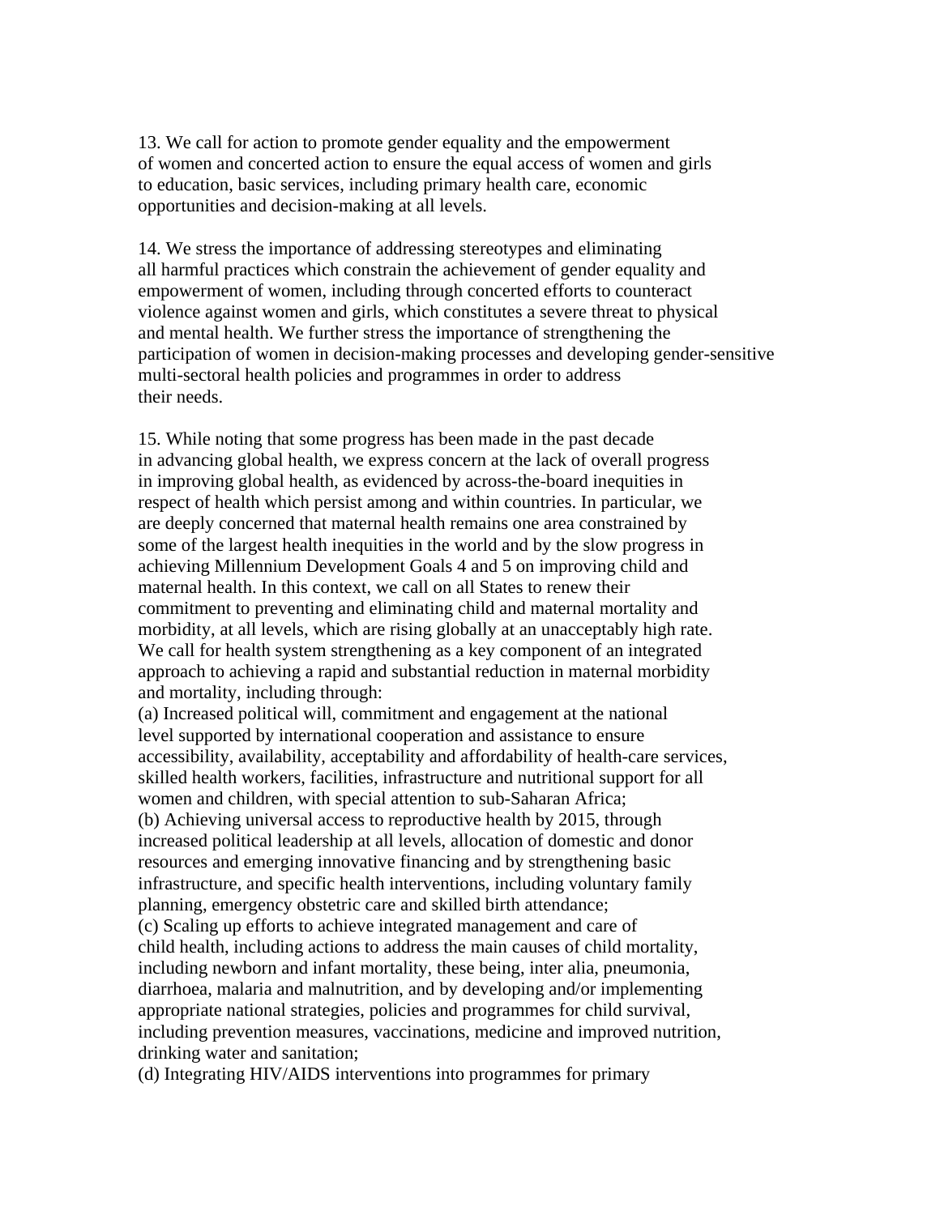13. We call for action to promote gender equality and the empowerment of women and concerted action to ensure the equal access of women and girls to education, basic services, including primary health care, economic opportunities and decision-making at all levels.

14. We stress the importance of addressing stereotypes and eliminating all harmful practices which constrain the achievement of gender equality and empowerment of women, including through concerted efforts to counteract violence against women and girls, which constitutes a severe threat to physical and mental health. We further stress the importance of strengthening the participation of women in decision-making processes and developing gender-sensitive multi-sectoral health policies and programmes in order to address their needs.

15. While noting that some progress has been made in the past decade in advancing global health, we express concern at the lack of overall progress in improving global health, as evidenced by across-the-board inequities in respect of health which persist among and within countries. In particular, we are deeply concerned that maternal health remains one area constrained by some of the largest health inequities in the world and by the slow progress in achieving Millennium Development Goals 4 and 5 on improving child and maternal health. In this context, we call on all States to renew their commitment to preventing and eliminating child and maternal mortality and morbidity, at all levels, which are rising globally at an unacceptably high rate. We call for health system strengthening as a key component of an integrated approach to achieving a rapid and substantial reduction in maternal morbidity and mortality, including through:

(a) Increased political will, commitment and engagement at the national level supported by international cooperation and assistance to ensure accessibility, availability, acceptability and affordability of health-care services, skilled health workers, facilities, infrastructure and nutritional support for all women and children, with special attention to sub-Saharan Africa;

(b) Achieving universal access to reproductive health by 2015, through increased political leadership at all levels, allocation of domestic and donor resources and emerging innovative financing and by strengthening basic infrastructure, and specific health interventions, including voluntary family planning, emergency obstetric care and skilled birth attendance;

(c) Scaling up efforts to achieve integrated management and care of child health, including actions to address the main causes of child mortality, including newborn and infant mortality, these being, inter alia, pneumonia, diarrhoea, malaria and malnutrition, and by developing and/or implementing appropriate national strategies, policies and programmes for child survival, including prevention measures, vaccinations, medicine and improved nutrition, drinking water and sanitation;

(d) Integrating HIV/AIDS interventions into programmes for primary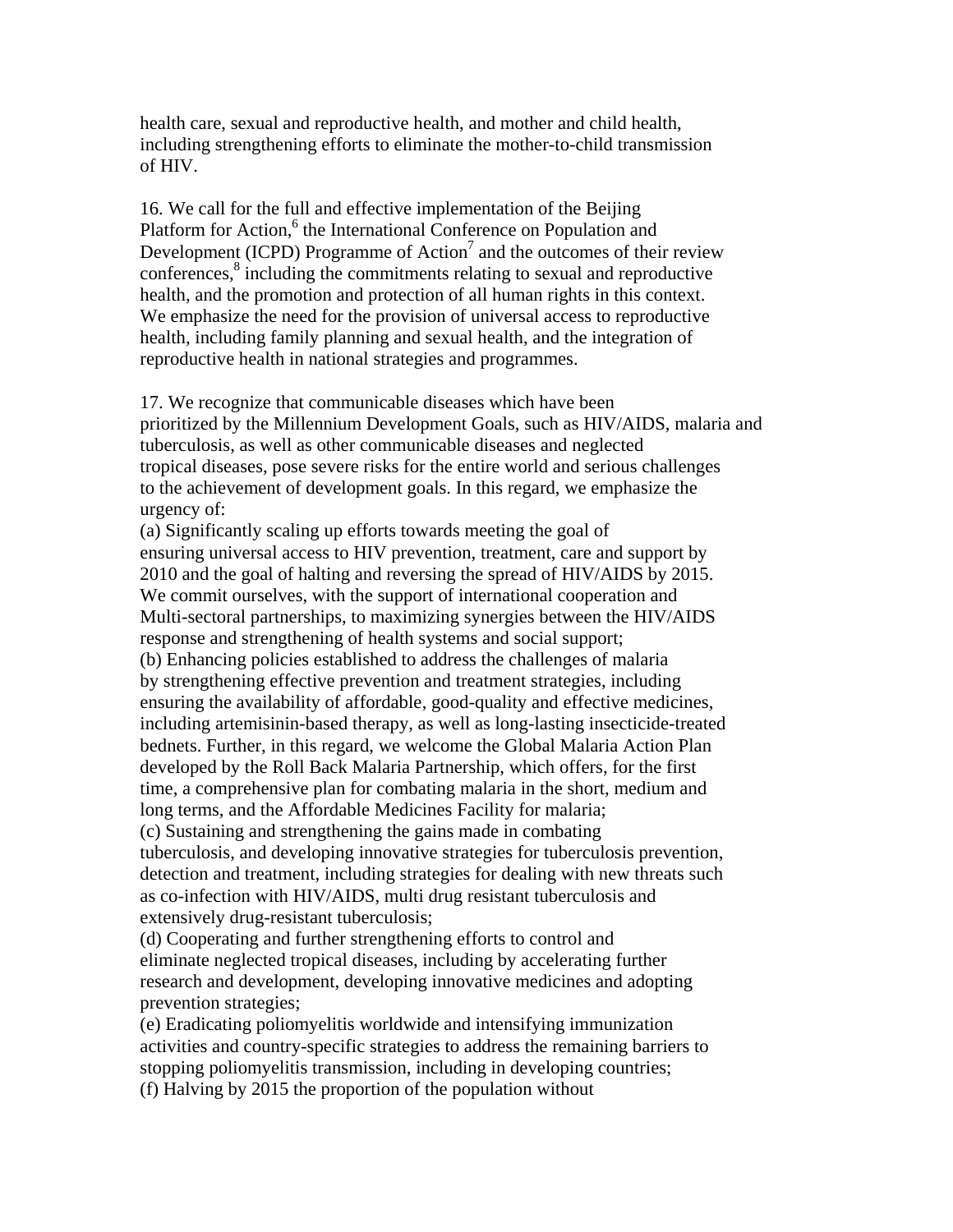health care, sexual and reproductive health, and mother and child health, including strengthening efforts to eliminate the mother-to-child transmission of HIV.

16. We call for the full and effective implementation of the Beijing Platform for Action,[6] the International Conference on Population and Development (ICPD) Programme of Action[7] and the outcomes of their review conferences,[8] including the commitments relating to sexual and reproductive health, and the promotion and protection of all human rights in this context. We emphasize the need for the provision of universal access to reproductive health, including family planning and sexual health, and the integration of reproductive health in national strategies and programmes.

17. We recognize that communicable diseases which have been prioritized by the Millennium Development Goals, such as HIV/AIDS, malaria and tuberculosis, as well as other communicable diseases and neglected tropical diseases, pose severe risks for the entire world and serious challenges to the achievement of development goals. In this regard, we emphasize the urgency of:

(a) Significantly scaling up efforts towards meeting the goal of ensuring universal access to HIV prevention, treatment, care and support by 2010 and the goal of halting and reversing the spread of HIV/AIDS by 2015. We commit ourselves, with the support of international cooperation and Multi-sectoral partnerships, to maximizing synergies between the HIV/AIDS response and strengthening of health systems and social support;

(b) Enhancing policies established to address the challenges of malaria by strengthening effective prevention and treatment strategies, including ensuring the availability of affordable, good-quality and effective medicines, including artemisinin-based therapy, as well as long-lasting insecticide-treated bednets. Further, in this regard, we welcome the Global Malaria Action Plan developed by the Roll Back Malaria Partnership, which offers, for the first time, a comprehensive plan for combating malaria in the short, medium and long terms, and the Affordable Medicines Facility for malaria;

(c) Sustaining and strengthening the gains made in combating tuberculosis, and developing innovative strategies for tuberculosis prevention, detection and treatment, including strategies for dealing with new threats such as co-infection with HIV/AIDS, multi drug resistant tuberculosis and extensively drug-resistant tuberculosis;

(d) Cooperating and further strengthening efforts to control and eliminate neglected tropical diseases, including by accelerating further research and development, developing innovative medicines and adopting prevention strategies;

(e) Eradicating poliomyelitis worldwide and intensifying immunization activities and country-specific strategies to address the remaining barriers to stopping poliomyelitis transmission, including in developing countries;

(f) Halving by 2015 the proportion of the population without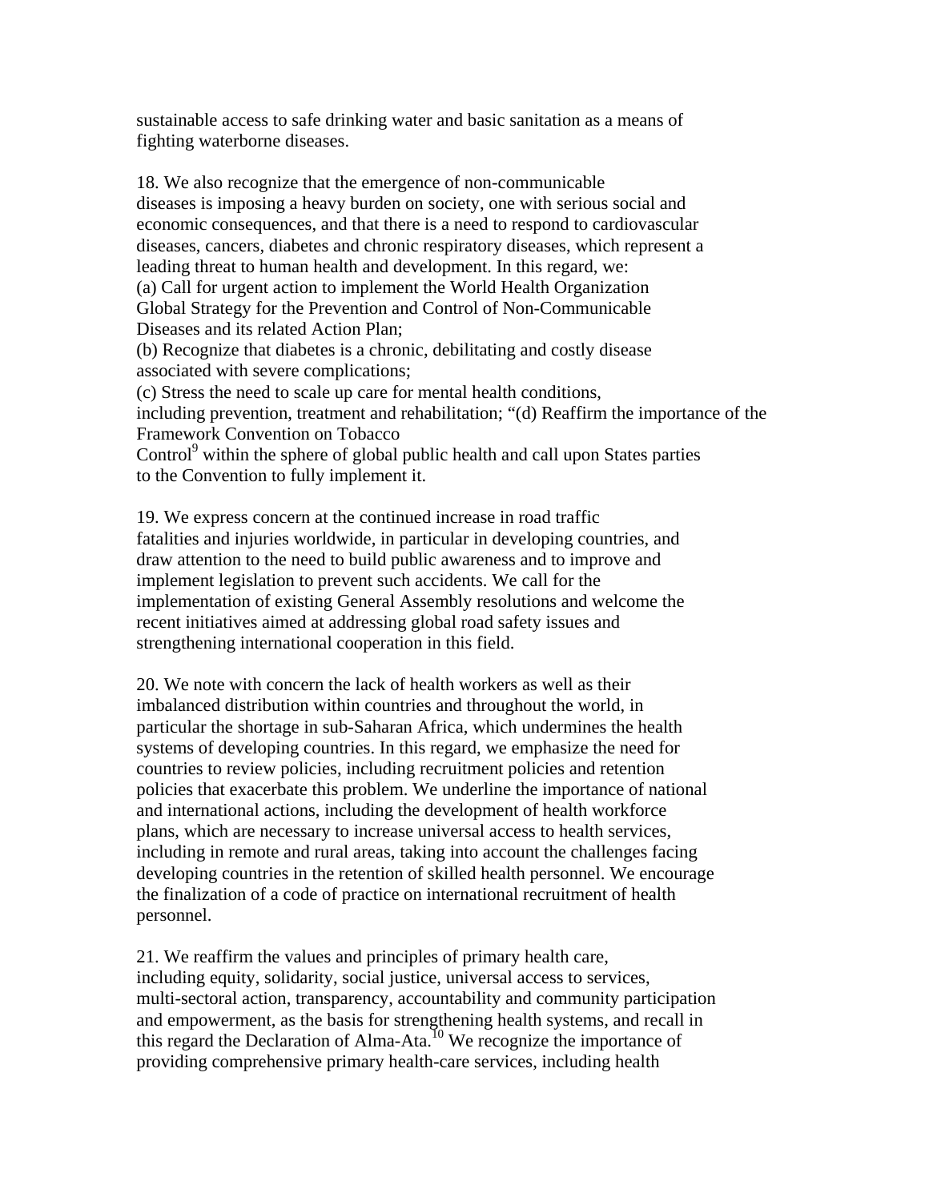sustainable access to safe drinking water and basic sanitation as a means of fighting waterborne diseases.

18. We also recognize that the emergence of non-communicable diseases is imposing a heavy burden on society, one with serious social and economic consequences, and that there is a need to respond to cardiovascular diseases, cancers, diabetes and chronic respiratory diseases, which represent a leading threat to human health and development. In this regard, we:
(a) Call for urgent action to implement the World Health Organization Global Strategy for the Prevention and Control of Non-Communicable Diseases and its related Action Plan;
(b) Recognize that diabetes is a chronic, debilitating and costly disease associated with severe complications;
(c) Stress the need to scale up care for mental health conditions, including prevention, treatment and rehabilitation; "(d) Reaffirm the importance of the Framework Convention on Tobacco Control[9] within the sphere of global public health and call upon States parties to the Convention to fully implement it.

19. We express concern at the continued increase in road traffic fatalities and injuries worldwide, in particular in developing countries, and draw attention to the need to build public awareness and to improve and implement legislation to prevent such accidents. We call for the implementation of existing General Assembly resolutions and welcome the recent initiatives aimed at addressing global road safety issues and strengthening international cooperation in this field.

20. We note with concern the lack of health workers as well as their imbalanced distribution within countries and throughout the world, in particular the shortage in sub-Saharan Africa, which undermines the health systems of developing countries. In this regard, we emphasize the need for countries to review policies, including recruitment policies and retention policies that exacerbate this problem. We underline the importance of national and international actions, including the development of health workforce plans, which are necessary to increase universal access to health services, including in remote and rural areas, taking into account the challenges facing developing countries in the retention of skilled health personnel. We encourage the finalization of a code of practice on international recruitment of health personnel.

21. We reaffirm the values and principles of primary health care, including equity, solidarity, social justice, universal access to services, multi-sectoral action, transparency, accountability and community participation and empowerment, as the basis for strengthening health systems, and recall in this regard the Declaration of Alma-Ata.[10] We recognize the importance of providing comprehensive primary health-care services, including health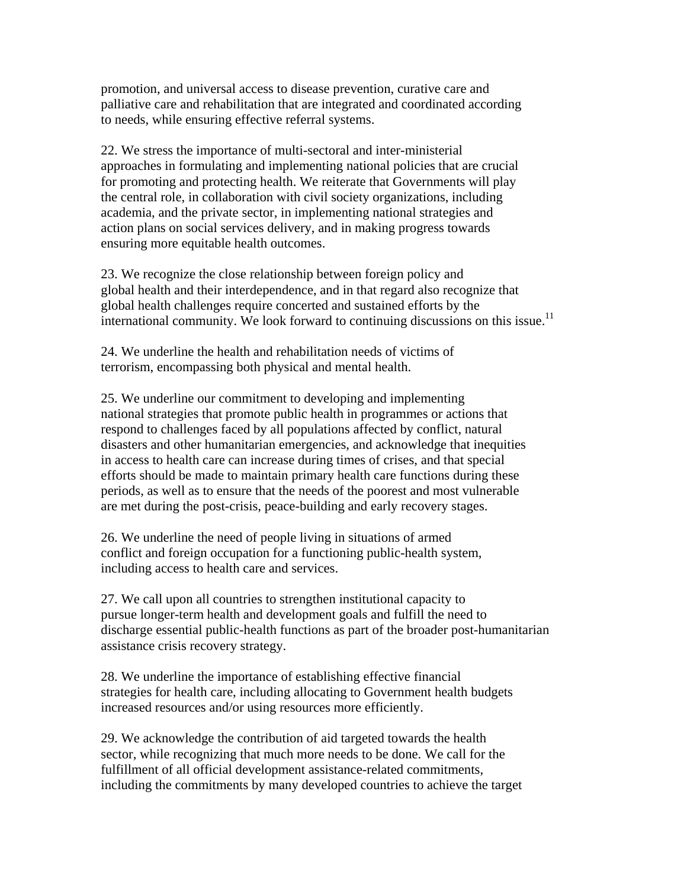promotion, and universal access to disease prevention, curative care and palliative care and rehabilitation that are integrated and coordinated according to needs, while ensuring effective referral systems.

22. We stress the importance of multi-sectoral and inter-ministerial approaches in formulating and implementing national policies that are crucial for promoting and protecting health. We reiterate that Governments will play the central role, in collaboration with civil society organizations, including academia, and the private sector, in implementing national strategies and action plans on social services delivery, and in making progress towards ensuring more equitable health outcomes.

23. We recognize the close relationship between foreign policy and global health and their interdependence, and in that regard also recognize that global health challenges require concerted and sustained efforts by the international community. We look forward to continuing discussions on this issue.[11]

24. We underline the health and rehabilitation needs of victims of terrorism, encompassing both physical and mental health.

25. We underline our commitment to developing and implementing national strategies that promote public health in programmes or actions that respond to challenges faced by all populations affected by conflict, natural disasters and other humanitarian emergencies, and acknowledge that inequities in access to health care can increase during times of crises, and that special efforts should be made to maintain primary health care functions during these periods, as well as to ensure that the needs of the poorest and most vulnerable are met during the post-crisis, peace-building and early recovery stages.

26. We underline the need of people living in situations of armed conflict and foreign occupation for a functioning public-health system, including access to health care and services.

27. We call upon all countries to strengthen institutional capacity to pursue longer-term health and development goals and fulfill the need to discharge essential public-health functions as part of the broader post-humanitarian assistance crisis recovery strategy.

28. We underline the importance of establishing effective financial strategies for health care, including allocating to Government health budgets increased resources and/or using resources more efficiently.

29. We acknowledge the contribution of aid targeted towards the health sector, while recognizing that much more needs to be done. We call for the fulfillment of all official development assistance-related commitments, including the commitments by many developed countries to achieve the target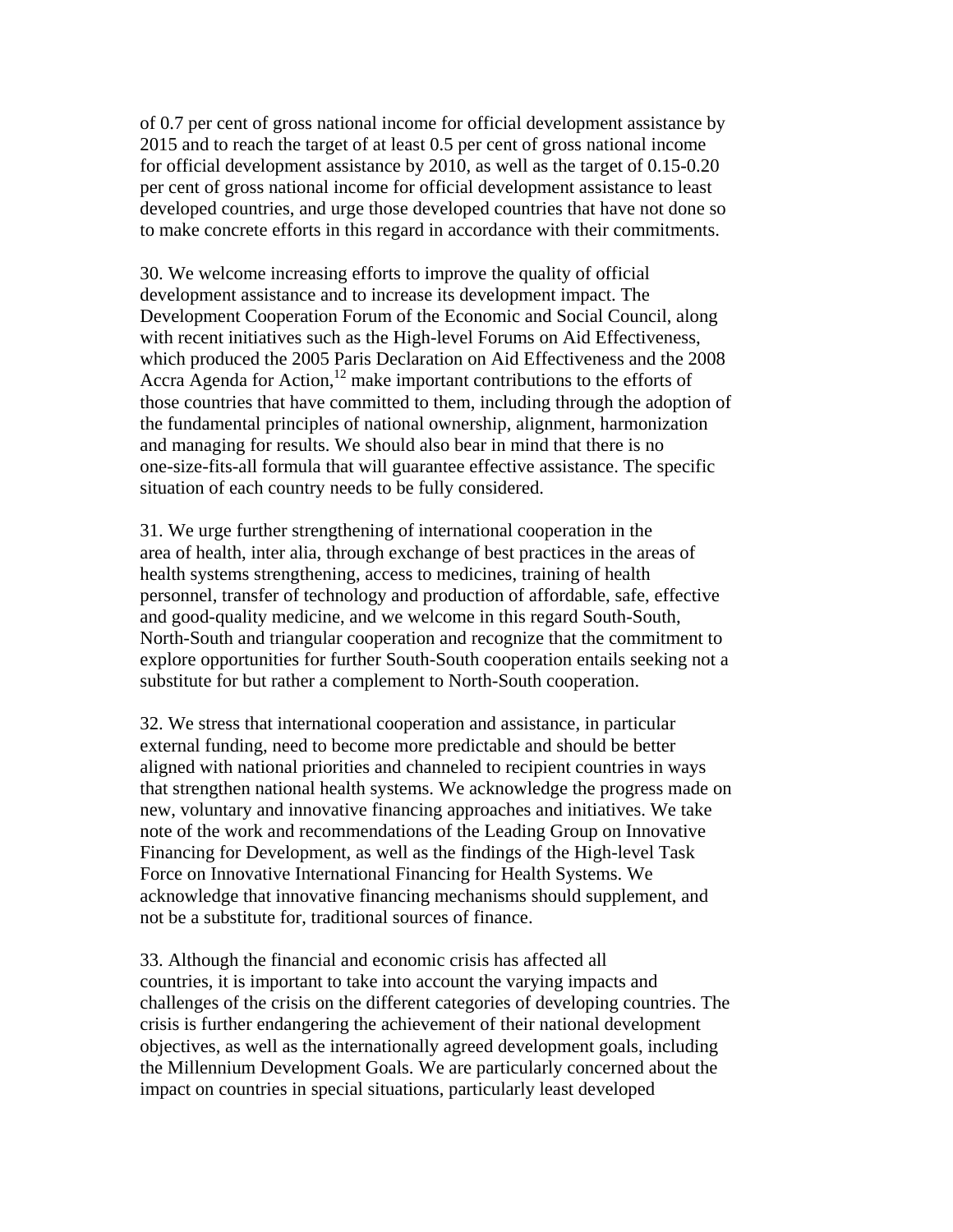of 0.7 per cent of gross national income for official development assistance by 2015 and to reach the target of at least 0.5 per cent of gross national income for official development assistance by 2010, as well as the target of 0.15-0.20 per cent of gross national income for official development assistance to least developed countries, and urge those developed countries that have not done so to make concrete efforts in this regard in accordance with their commitments.

30. We welcome increasing efforts to improve the quality of official development assistance and to increase its development impact. The Development Cooperation Forum of the Economic and Social Council, along with recent initiatives such as the High-level Forums on Aid Effectiveness, which produced the 2005 Paris Declaration on Aid Effectiveness and the 2008 Accra Agenda for Action,[12] make important contributions to the efforts of those countries that have committed to them, including through the adoption of the fundamental principles of national ownership, alignment, harmonization and managing for results. We should also bear in mind that there is no one-size-fits-all formula that will guarantee effective assistance. The specific situation of each country needs to be fully considered.

31. We urge further strengthening of international cooperation in the area of health, inter alia, through exchange of best practices in the areas of health systems strengthening, access to medicines, training of health personnel, transfer of technology and production of affordable, safe, effective and good-quality medicine, and we welcome in this regard South-South, North-South and triangular cooperation and recognize that the commitment to explore opportunities for further South-South cooperation entails seeking not a substitute for but rather a complement to North-South cooperation.

32. We stress that international cooperation and assistance, in particular external funding, need to become more predictable and should be better aligned with national priorities and channeled to recipient countries in ways that strengthen national health systems. We acknowledge the progress made on new, voluntary and innovative financing approaches and initiatives. We take note of the work and recommendations of the Leading Group on Innovative Financing for Development, as well as the findings of the High-level Task Force on Innovative International Financing for Health Systems. We acknowledge that innovative financing mechanisms should supplement, and not be a substitute for, traditional sources of finance.

33. Although the financial and economic crisis has affected all countries, it is important to take into account the varying impacts and challenges of the crisis on the different categories of developing countries. The crisis is further endangering the achievement of their national development objectives, as well as the internationally agreed development goals, including the Millennium Development Goals. We are particularly concerned about the impact on countries in special situations, particularly least developed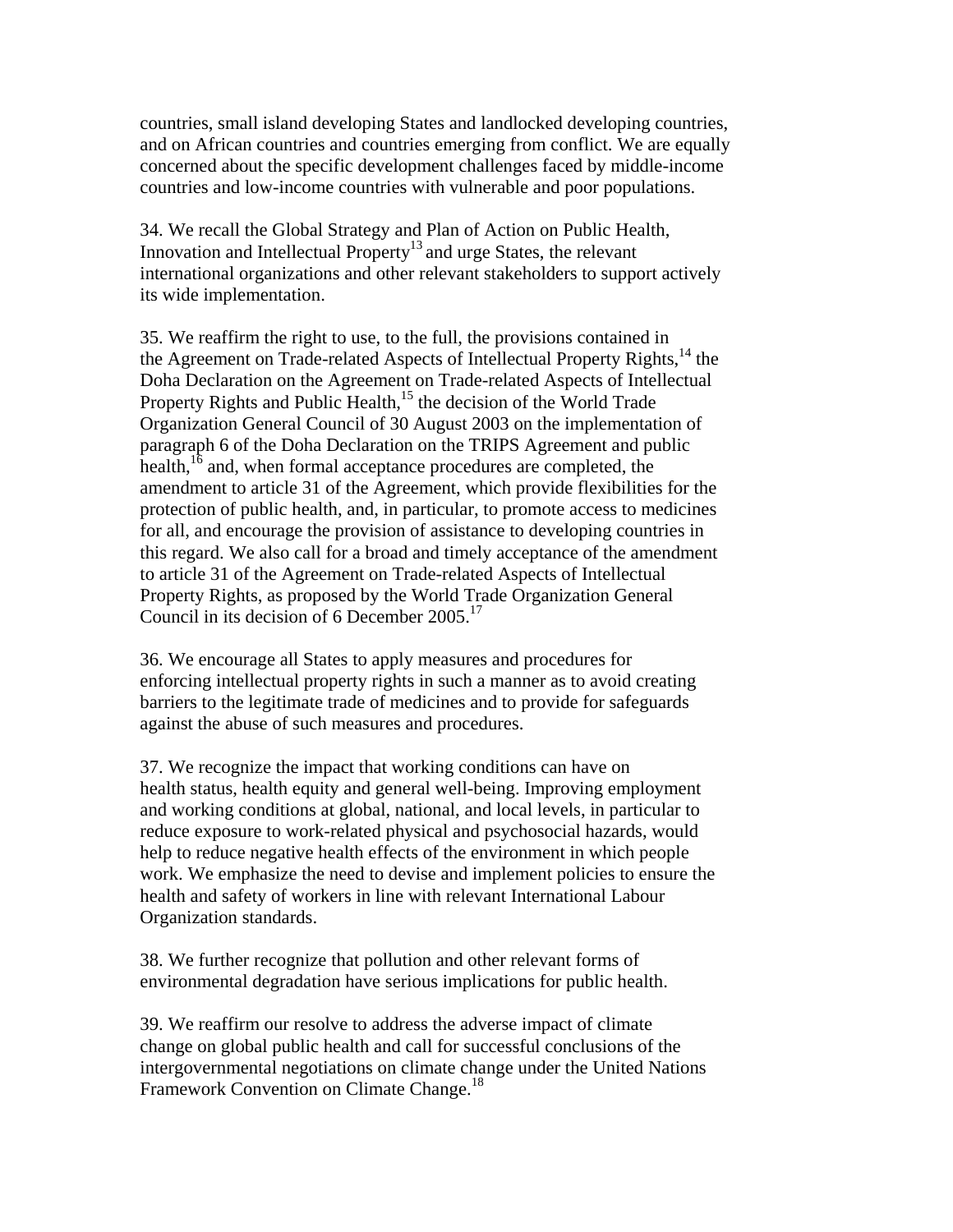countries, small island developing States and landlocked developing countries, and on African countries and countries emerging from conflict. We are equally concerned about the specific development challenges faced by middle-income countries and low-income countries with vulnerable and poor populations.

34. We recall the Global Strategy and Plan of Action on Public Health, Innovation and Intellectual Property[13] and urge States, the relevant international organizations and other relevant stakeholders to support actively its wide implementation.

35. We reaffirm the right to use, to the full, the provisions contained in the Agreement on Trade-related Aspects of Intellectual Property Rights,[14] the Doha Declaration on the Agreement on Trade-related Aspects of Intellectual Property Rights and Public Health,[15] the decision of the World Trade Organization General Council of 30 August 2003 on the implementation of paragraph 6 of the Doha Declaration on the TRIPS Agreement and public health,[16] and, when formal acceptance procedures are completed, the amendment to article 31 of the Agreement, which provide flexibilities for the protection of public health, and, in particular, to promote access to medicines for all, and encourage the provision of assistance to developing countries in this regard. We also call for a broad and timely acceptance of the amendment to article 31 of the Agreement on Trade-related Aspects of Intellectual Property Rights, as proposed by the World Trade Organization General Council in its decision of 6 December 2005.[17]

36. We encourage all States to apply measures and procedures for enforcing intellectual property rights in such a manner as to avoid creating barriers to the legitimate trade of medicines and to provide for safeguards against the abuse of such measures and procedures.

37. We recognize the impact that working conditions can have on health status, health equity and general well-being. Improving employment and working conditions at global, national, and local levels, in particular to reduce exposure to work-related physical and psychosocial hazards, would help to reduce negative health effects of the environment in which people work. We emphasize the need to devise and implement policies to ensure the health and safety of workers in line with relevant International Labour Organization standards.

38. We further recognize that pollution and other relevant forms of environmental degradation have serious implications for public health.

39. We reaffirm our resolve to address the adverse impact of climate change on global public health and call for successful conclusions of the intergovernmental negotiations on climate change under the United Nations Framework Convention on Climate Change.[18]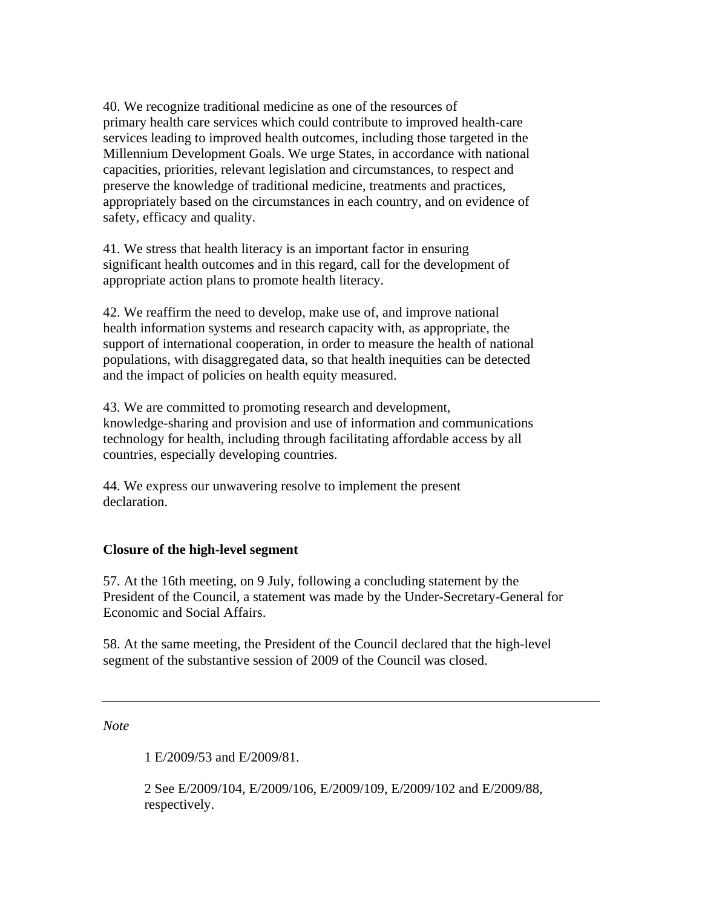40. We recognize traditional medicine as one of the resources of primary health care services which could contribute to improved health-care services leading to improved health outcomes, including those targeted in the Millennium Development Goals. We urge States, in accordance with national capacities, priorities, relevant legislation and circumstances, to respect and preserve the knowledge of traditional medicine, treatments and practices, appropriately based on the circumstances in each country, and on evidence of safety, efficacy and quality.

41. We stress that health literacy is an important factor in ensuring significant health outcomes and in this regard, call for the development of appropriate action plans to promote health literacy.

42. We reaffirm the need to develop, make use of, and improve national health information systems and research capacity with, as appropriate, the support of international cooperation, in order to measure the health of national populations, with disaggregated data, so that health inequities can be detected and the impact of policies on health equity measured.

43. We are committed to promoting research and development, knowledge-sharing and provision and use of information and communications technology for health, including through facilitating affordable access by all countries, especially developing countries.

44. We express our unwavering resolve to implement the present declaration.

**Closure of the high-level segment**

57. At the 16th meeting, on 9 July, following a concluding statement by the President of the Council, a statement was made by the Under-Secretary-General for Economic and Social Affairs.

58. At the same meeting, the President of the Council declared that the high-level segment of the substantive session of 2009 of the Council was closed.

---

*Note*

1 E/2009/53 and E/2009/81.

2 See E/2009/104, E/2009/106, E/2009/109, E/2009/102 and E/2009/88, respectively.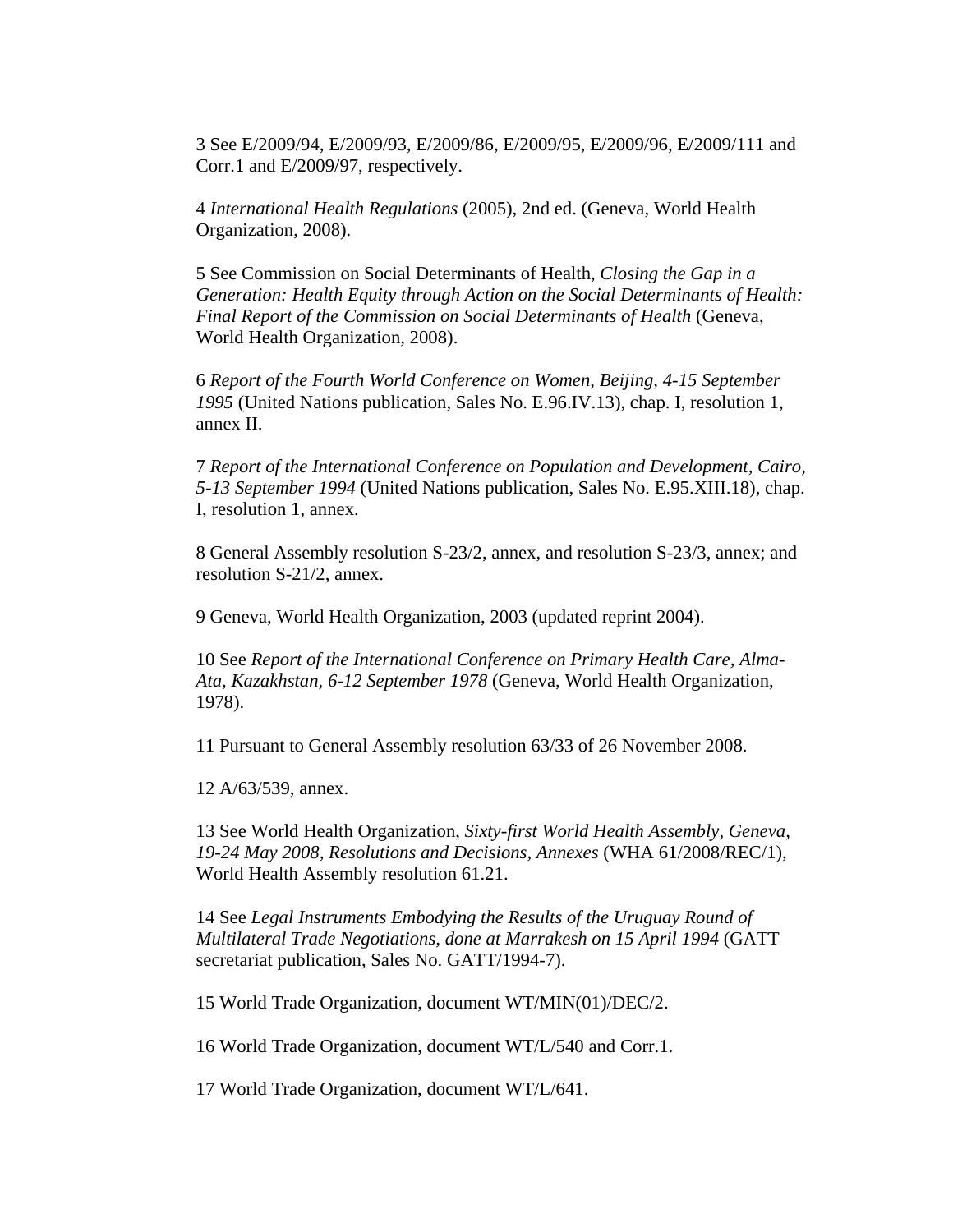3 See E/2009/94, E/2009/93, E/2009/86, E/2009/95, E/2009/96, E/2009/111 and Corr.1 and E/2009/97, respectively.

4 *International Health Regulations* (2005), 2nd ed. (Geneva, World Health Organization, 2008).

5 See Commission on Social Determinants of Health, *Closing the Gap in a Generation: Health Equity through Action on the Social Determinants of Health: Final Report of the Commission on Social Determinants of Health* (Geneva, World Health Organization, 2008).

6 *Report of the Fourth World Conference on Women, Beijing, 4-15 September 1995* (United Nations publication, Sales No. E.96.IV.13), chap. I, resolution 1, annex II.

7 *Report of the International Conference on Population and Development, Cairo, 5-13 September 1994* (United Nations publication, Sales No. E.95.XIII.18), chap. I, resolution 1, annex.

8 General Assembly resolution S-23/2, annex, and resolution S-23/3, annex; and resolution S-21/2, annex.

9 Geneva, World Health Organization, 2003 (updated reprint 2004).

10 See *Report of the International Conference on Primary Health Care, Alma-Ata, Kazakhstan, 6-12 September 1978* (Geneva, World Health Organization, 1978).

11 Pursuant to General Assembly resolution 63/33 of 26 November 2008.

12 A/63/539, annex.

13 See World Health Organization, *Sixty-first World Health Assembly, Geneva, 19-24 May 2008, Resolutions and Decisions, Annexes* (WHA 61/2008/REC/1), World Health Assembly resolution 61.21.

14 See *Legal Instruments Embodying the Results of the Uruguay Round of Multilateral Trade Negotiations, done at Marrakesh on 15 April 1994* (GATT secretariat publication, Sales No. GATT/1994-7).

15 World Trade Organization, document WT/MIN(01)/DEC/2.

16 World Trade Organization, document WT/L/540 and Corr.1.

17 World Trade Organization, document WT/L/641.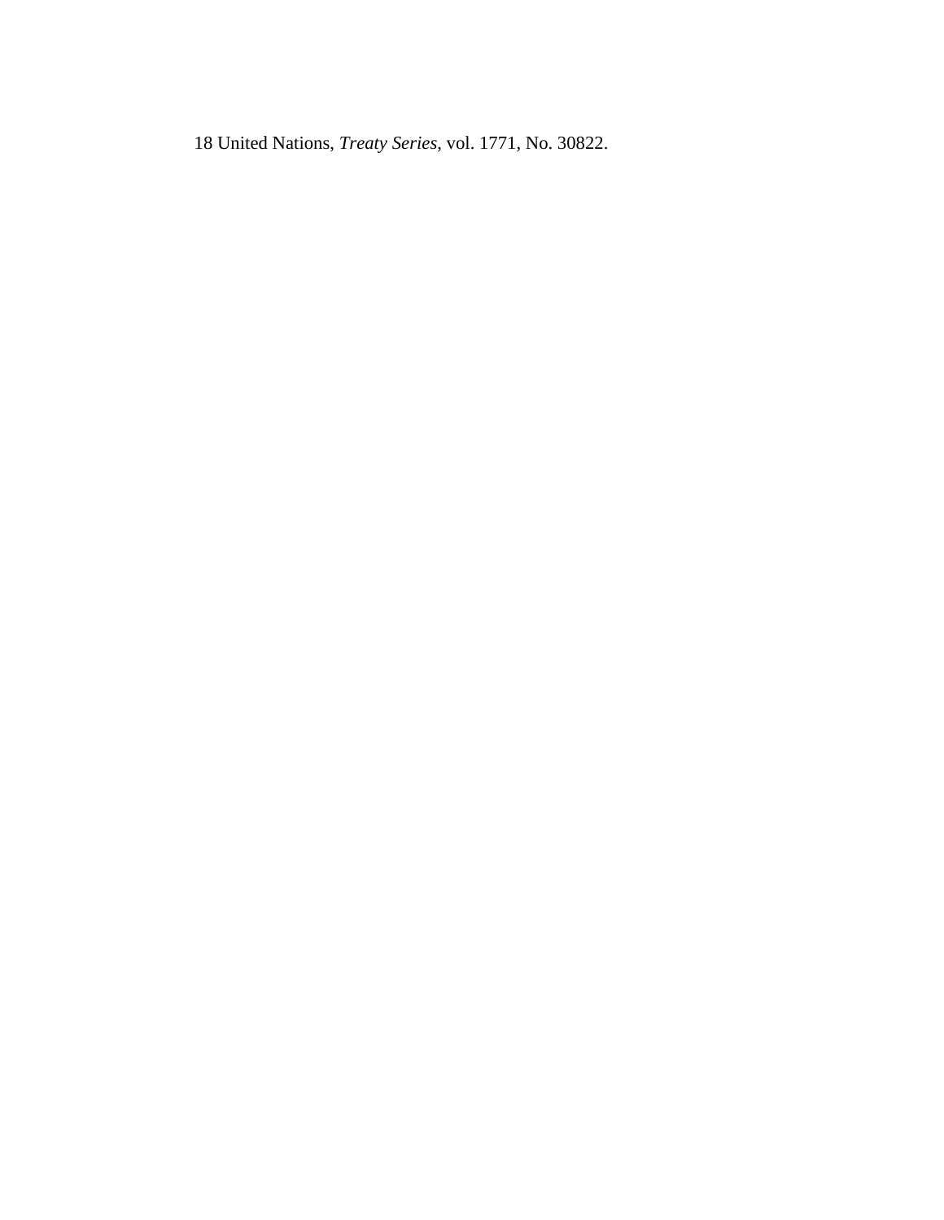18 United Nations, *Treaty Series*, vol. 1771, No. 30822.